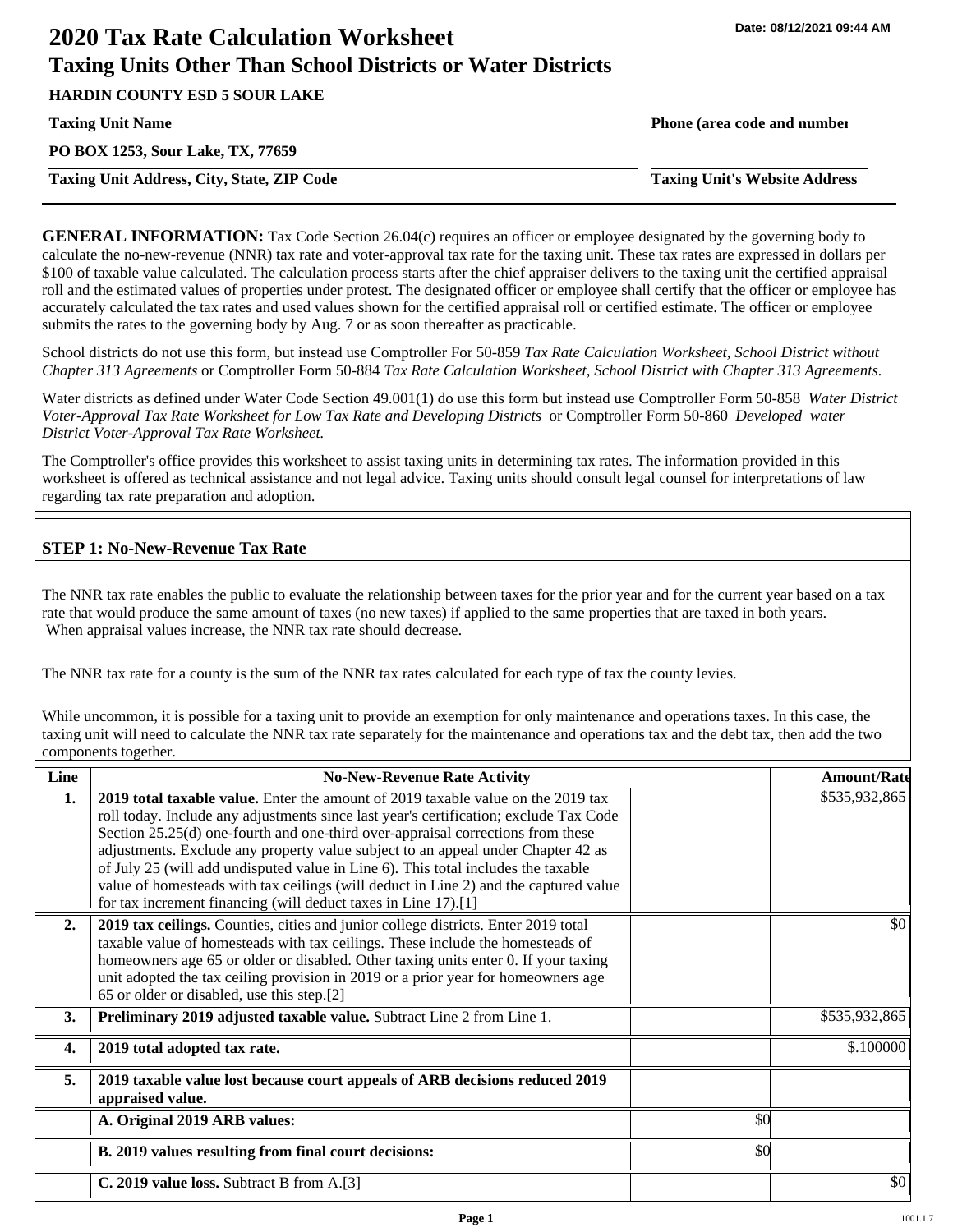Date: 08/12/2021 09:44 AM

# 2020 Tax Rate Calculation Worksheet

## Taxing Units Other Than School Districts or Water Districts

**HARDIN COUNTY ESD 5 SOUR LAKE**

**Taxing Unit Name** | **Phone (area code and number)**

**PO BOX 1253, Sour Lake, TX, 77659**

**Taxing Unit Address, City, State, ZIP Code** | **Taxing Unit's Website Address**

**GENERAL INFORMATION:** Tax Code Section 26.04(c) requires an officer or employee designated by the governing body to calculate the no-new-revenue (NNR) tax rate and voter-approval tax rate for the taxing unit. These tax rates are expressed in dollars per $100 of taxable value calculated. The calculation process starts after the chief appraiser delivers to the taxing unit the certified appraisal roll and the estimated values of properties under protest. The designated officer or employee shall certify that the officer or employee has accurately calculated the tax rates and used values shown for the certified appraisal roll or certified estimate. The officer or employee submits the rates to the governing body by Aug. 7 or as soon thereafter as practicable.

School districts do not use this form, but instead use Comptroller For 50-859 *Tax Rate Calculation Worksheet, School District without Chapter 313 Agreements* or Comptroller Form 50-884 *Tax Rate Calculation Worksheet, School District with Chapter 313 Agreements.*

Water districts as defined under Water Code Section 49.001(1) do use this form but instead use Comptroller Form 50-858 *Water District Voter-Approval Tax Rate Worksheet for Low Tax Rate and Developing Districts* or Comptroller Form 50-860 *Developed water District Voter-Approval Tax Rate Worksheet.*

The Comptroller's office provides this worksheet to assist taxing units in determining tax rates. The information provided in this worksheet is offered as technical assistance and not legal advice. Taxing units should consult legal counsel for interpretations of law regarding tax rate preparation and adoption.

### STEP 1: No-New-Revenue Tax Rate

The NNR tax rate enables the public to evaluate the relationship between taxes for the prior year and for the current year based on a tax rate that would produce the same amount of taxes (no new taxes) if applied to the same properties that are taxed in both years. When appraisal values increase, the NNR tax rate should decrease.

The NNR tax rate for a county is the sum of the NNR tax rates calculated for each type of tax the county levies.

While uncommon, it is possible for a taxing unit to provide an exemption for only maintenance and operations taxes. In this case, the taxing unit will need to calculate the NNR tax rate separately for the maintenance and operations tax and the debt tax, then add the two components together.

| Line | No-New-Revenue Rate Activity | | Amount/Rate |
|---|---|---|---|
| **1.** | **2019 total taxable value.** Enter the amount of 2019 taxable value on the 2019 tax roll today. Include any adjustments since last year's certification; exclude Tax Code Section 25.25(d) one-fourth and one-third over-appraisal corrections from these adjustments. Exclude any property value subject to an appeal under Chapter 42 as of July 25 (will add undisputed value in Line 6). This total includes the taxable value of homesteads with tax ceilings (will deduct in Line 2) and the captured value for tax increment financing (will deduct taxes in Line 17).[1] | | $535,932,865 |
| **2.** | **2019 tax ceilings.** Counties, cities and junior college districts. Enter 2019 total taxable value of homesteads with tax ceilings. These include the homesteads of homeowners age 65 or older or disabled. Other taxing units enter 0. If your taxing unit adopted the tax ceiling provision in 2019 or a prior year for homeowners age 65 or older or disabled, use this step.[2] | | $0 |
| **3.** | **Preliminary 2019 adjusted taxable value.** Subtract Line 2 from Line 1. | | $535,932,865 |
| **4.** | **2019 total adopted tax rate.** | | $.100000 |
| **5.** | **2019 taxable value lost because court appeals of ARB decisions reduced 2019 appraised value.** | | |
| | **A. Original 2019 ARB values:** | $0 | |
| | **B. 2019 values resulting from final court decisions:** | $0 | |
| | **C. 2019 value loss.** Subtract B from A.[3] | | $0 |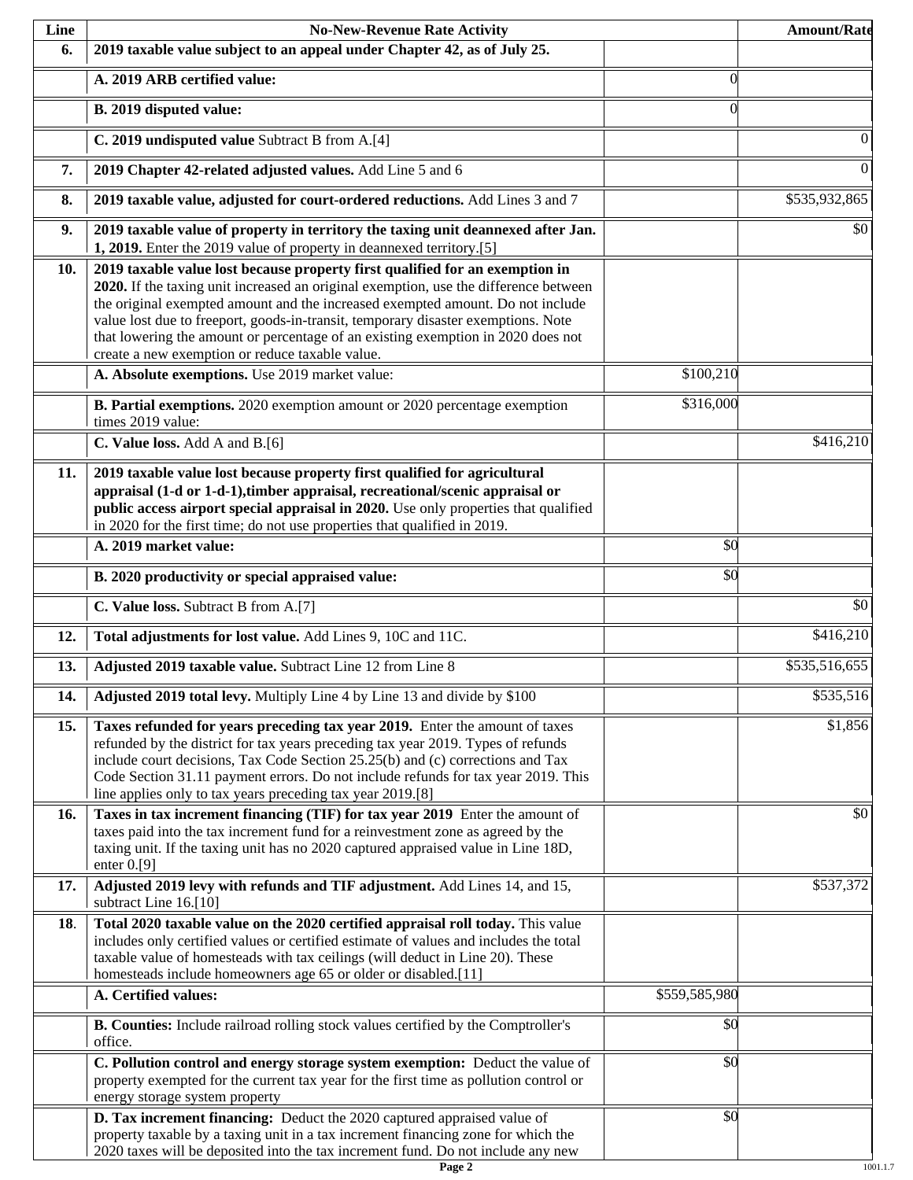| Line | No-New-Revenue Rate Activity | | Amount/Rate |
|---|---|---|---|
| **6.** | **2019 taxable value subject to an appeal under Chapter 42, as of July 25.** | | |
| | **A. 2019 ARB certified value:** | 0 | |
| | **B. 2019 disputed value:** | 0 | |
| | **C. 2019 undisputed value** Subtract B from A.[4] | | 0 |
| **7.** | **2019 Chapter 42-related adjusted values.** Add Line 5 and 6 | | 0 |
| **8.** | **2019 taxable value, adjusted for court-ordered reductions.** Add Lines 3 and 7 | | $535,932,865 |
| **9.** | **2019 taxable value of property in territory the taxing unit deannexed after Jan. 1, 2019.** Enter the 2019 value of property in deannexed territory.[5] | | $0 |
| **10.** | **2019 taxable value lost because property first qualified for an exemption in 2020.** If the taxing unit increased an original exemption, use the difference between the original exempted amount and the increased exempted amount. Do not include value lost due to freeport, goods-in-transit, temporary disaster exemptions. Note that lowering the amount or percentage of an existing exemption in 2020 does not create a new exemption or reduce taxable value. | | |
| | **A. Absolute exemptions.** Use 2019 market value: | $100,210 | |
| | **B. Partial exemptions.** 2020 exemption amount or 2020 percentage exemption times 2019 value: | $316,000 | |
| | **C. Value loss.** Add A and B.[6] | | $416,210 |
| **11.** | **2019 taxable value lost because property first qualified for agricultural appraisal (1-d or 1-d-1),timber appraisal, recreational/scenic appraisal or public access airport special appraisal in 2020.** Use only properties that qualified in 2020 for the first time; do not use properties that qualified in 2019. | | |
| | **A. 2019 market value:** | $0 | |
| | **B. 2020 productivity or special appraised value:** | $0 | |
| | **C. Value loss.** Subtract B from A.[7] | | $0 |
| **12.** | **Total adjustments for lost value.** Add Lines 9, 10C and 11C. | | $416,210 |
| **13.** | **Adjusted 2019 taxable value.** Subtract Line 12 from Line 8 | | $535,516,655 |
| **14.** | **Adjusted 2019 total levy.** Multiply Line 4 by Line 13 and divide by $100 | | $535,516 |
| **15.** | **Taxes refunded for years preceding tax year 2019.** Enter the amount of taxes refunded by the district for tax years preceding tax year 2019. Types of refunds include court decisions, Tax Code Section 25.25(b) and (c) corrections and Tax Code Section 31.11 payment errors. Do not include refunds for tax year 2019. This line applies only to tax years preceding tax year 2019.[8] | | $1,856 |
| **16.** | **Taxes in tax increment financing (TIF) for tax year 2019** Enter the amount of taxes paid into the tax increment fund for a reinvestment zone as agreed by the taxing unit. If the taxing unit has no 2020 captured appraised value in Line 18D, enter 0.[9] | | $0 |
| **17.** | **Adjusted 2019 levy with refunds and TIF adjustment.** Add Lines 14, and 15, subtract Line 16.[10] | | $537,372 |
| **18.** | **Total 2020 taxable value on the 2020 certified appraisal roll today.** This value includes only certified values or certified estimate of values and includes the total taxable value of homesteads with tax ceilings (will deduct in Line 20). These homesteads include homeowners age 65 or older or disabled.[11] | | |
| | **A. Certified values:** | $559,585,980 | |
| | **B. Counties:** Include railroad rolling stock values certified by the Comptroller's office. | $0 | |
| | **C. Pollution control and energy storage system exemption:** Deduct the value of property exempted for the current tax year for the first time as pollution control or energy storage system property | $0 | |
| | **D. Tax increment financing:** Deduct the 2020 captured appraised value of property taxable by a taxing unit in a tax increment financing zone for which the 2020 taxes will be deposited into the tax increment fund. Do not include any new | $0 | |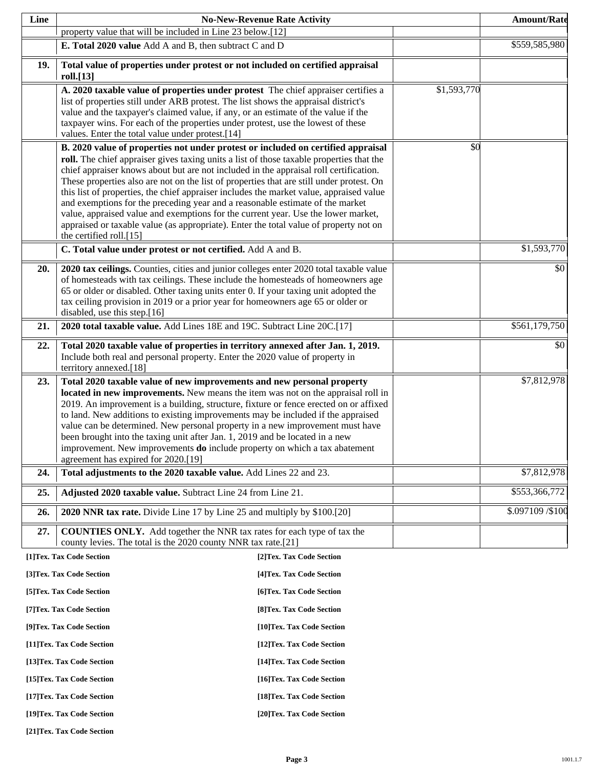| Line | No-New-Revenue Rate Activity | | Amount/Rate |
|---|---|---|---|
| | property value that will be included in Line 23 below.[12] | | |
| | **E. Total 2020 value** Add A and B, then subtract C and D | | $559,585,980 |
| **19.** | **Total value of properties under protest or not included on certified appraisal roll.[13]** | | |
| | **A. 2020 taxable value of properties under protest** The chief appraiser certifies a list of properties still under ARB protest. The list shows the appraisal district's value and the taxpayer's claimed value, if any, or an estimate of the value if the taxpayer wins. For each of the properties under protest, use the lowest of these values. Enter the total value under protest.[14] | $1,593,770 | |
| | **B. 2020 value of properties not under protest or included on certified appraisal roll.** The chief appraiser gives taxing units a list of those taxable properties that the chief appraiser knows about but are not included in the appraisal roll certification. These properties also are not on the list of properties that are still under protest. On this list of properties, the chief appraiser includes the market value, appraised value and exemptions for the preceding year and a reasonable estimate of the market value, appraised value and exemptions for the current year. Use the lower market, appraised or taxable value (as appropriate). Enter the total value of property not on the certified roll.[15] | $0 | |
| | **C. Total value under protest or not certified.** Add A and B. | | $1,593,770 |
| **20.** | **2020 tax ceilings.** Counties, cities and junior colleges enter 2020 total taxable value of homesteads with tax ceilings. These include the homesteads of homeowners age 65 or older or disabled. Other taxing units enter 0. If your taxing unit adopted the tax ceiling provision in 2019 or a prior year for homeowners age 65 or older or disabled, use this step.[16] | | $0 |
| **21.** | **2020 total taxable value.** Add Lines 18E and 19C. Subtract Line 20C.[17] | | $561,179,750 |
| **22.** | **Total 2020 taxable value of properties in territory annexed after Jan. 1, 2019.** Include both real and personal property. Enter the 2020 value of property in territory annexed.[18] | | $0 |
| **23.** | **Total 2020 taxable value of new improvements and new personal property located in new improvements.** New means the item was not on the appraisal roll in 2019. An improvement is a building, structure, fixture or fence erected on or affixed to land. New additions to existing improvements may be included if the appraised value can be determined. New personal property in a new improvement must have been brought into the taxing unit after Jan. 1, 2019 and be located in a new improvement. New improvements **do** include property on which a tax abatement agreement has expired for 2020.[19] | | $7,812,978 |
| **24.** | **Total adjustments to the 2020 taxable value.** Add Lines 22 and 23. | | $7,812,978 |
| **25.** | **Adjusted 2020 taxable value.** Subtract Line 24 from Line 21. | | $553,366,772 |
| **26.** | **2020 NNR tax rate.** Divide Line 17 by Line 25 and multiply by $100.[20] | | $.097109 /$100 |
| **27.** | **COUNTIES ONLY.** Add together the NNR tax rates for each type of tax the county levies. The total is the 2020 county NNR tax rate.[21] | | |

**[1]Tex. Tax Code Section**
**[2]Tex. Tax Code Section**
**[3]Tex. Tax Code Section**
**[4]Tex. Tax Code Section**
**[5]Tex. Tax Code Section**
**[6]Tex. Tax Code Section**
**[7]Tex. Tax Code Section**
**[8]Tex. Tax Code Section**
**[9]Tex. Tax Code Section**
**[10]Tex. Tax Code Section**
**[11]Tex. Tax Code Section**
**[12]Tex. Tax Code Section**
**[13]Tex. Tax Code Section**
**[14]Tex. Tax Code Section**
**[15]Tex. Tax Code Section**
**[16]Tex. Tax Code Section**
**[17]Tex. Tax Code Section**
**[18]Tex. Tax Code Section**
**[19]Tex. Tax Code Section**
**[20]Tex. Tax Code Section**
**[21]Tex. Tax Code Section**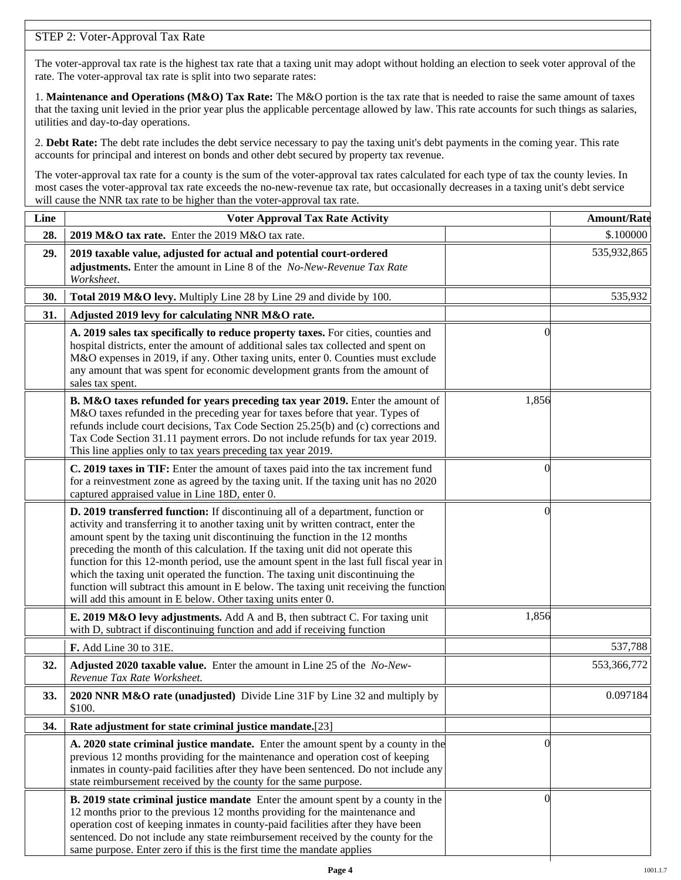STEP 2: Voter-Approval Tax Rate

The voter-approval tax rate is the highest tax rate that a taxing unit may adopt without holding an election to seek voter approval of the rate. The voter-approval tax rate is split into two separate rates:

1. **Maintenance and Operations (M&O) Tax Rate:** The M&O portion is the tax rate that is needed to raise the same amount of taxes that the taxing unit levied in the prior year plus the applicable percentage allowed by law. This rate accounts for such things as salaries, utilities and day-to-day operations.

2. **Debt Rate:** The debt rate includes the debt service necessary to pay the taxing unit's debt payments in the coming year. This rate accounts for principal and interest on bonds and other debt secured by property tax revenue.

The voter-approval tax rate for a county is the sum of the voter-approval tax rates calculated for each type of tax the county levies. In most cases the voter-approval tax rate exceeds the no-new-revenue tax rate, but occasionally decreases in a taxing unit's debt service will cause the NNR tax rate to be higher than the voter-approval tax rate.

| Line | Voter Approval Tax Rate Activity | | Amount/Rate |
|---|---|---|---|
| **28.** | **2019 M&O tax rate.** Enter the 2019 M&O tax rate. | | $.100000 |
| **29.** | **2019 taxable value, adjusted for actual and potential court-ordered adjustments.** Enter the amount in Line 8 of the *No-New-Revenue Tax Rate Worksheet*. | | 535,932,865 |
| **30.** | **Total 2019 M&O levy.** Multiply Line 28 by Line 29 and divide by 100. | | 535,932 |
| **31.** | **Adjusted 2019 levy for calculating NNR M&O rate.** | | |
| | **A. 2019 sales tax specifically to reduce property taxes.** For cities, counties and hospital districts, enter the amount of additional sales tax collected and spent on M&O expenses in 2019, if any. Other taxing units, enter 0. Counties must exclude any amount that was spent for economic development grants from the amount of sales tax spent. | 0 | |
| | **B. M&O taxes refunded for years preceding tax year 2019.** Enter the amount of M&O taxes refunded in the preceding year for taxes before that year. Types of refunds include court decisions, Tax Code Section 25.25(b) and (c) corrections and Tax Code Section 31.11 payment errors. Do not include refunds for tax year 2019. This line applies only to tax years preceding tax year 2019. | 1,856 | |
| | **C. 2019 taxes in TIF:** Enter the amount of taxes paid into the tax increment fund for a reinvestment zone as agreed by the taxing unit. If the taxing unit has no 2020 captured appraised value in Line 18D, enter 0. | 0 | |
| | **D. 2019 transferred function:** If discontinuing all of a department, function or activity and transferring it to another taxing unit by written contract, enter the amount spent by the taxing unit discontinuing the function in the 12 months preceding the month of this calculation. If the taxing unit did not operate this function for this 12-month period, use the amount spent in the last full fiscal year in which the taxing unit operated the function. The taxing unit discontinuing the function will subtract this amount in E below. The taxing unit receiving the function will add this amount in E below. Other taxing units enter 0. | 0 | |
| | **E. 2019 M&O levy adjustments.** Add A and B, then subtract C. For taxing unit with D, subtract if discontinuing function and add if receiving function | 1,856 | |
| | **F.** Add Line 30 to 31E. | | 537,788 |
| **32.** | **Adjusted 2020 taxable value.** Enter the amount in Line 25 of the *No-New-Revenue Tax Rate Worksheet.* | | 553,366,772 |
| **33.** | **2020 NNR M&O rate (unadjusted)** Divide Line 31F by Line 32 and multiply by $100. | | 0.097184 |
| **34.** | **Rate adjustment for state criminal justice mandate.**[23] | | |
| | **A. 2020 state criminal justice mandate.** Enter the amount spent by a county in the previous 12 months providing for the maintenance and operation cost of keeping inmates in county-paid facilities after they have been sentenced. Do not include any state reimbursement received by the county for the same purpose. | 0 | |
| | **B. 2019 state criminal justice mandate** Enter the amount spent by a county in the 12 months prior to the previous 12 months providing for the maintenance and operation cost of keeping inmates in county-paid facilities after they have been sentenced. Do not include any state reimbursement received by the county for the same purpose. Enter zero if this is the first time the mandate applies | 0 | |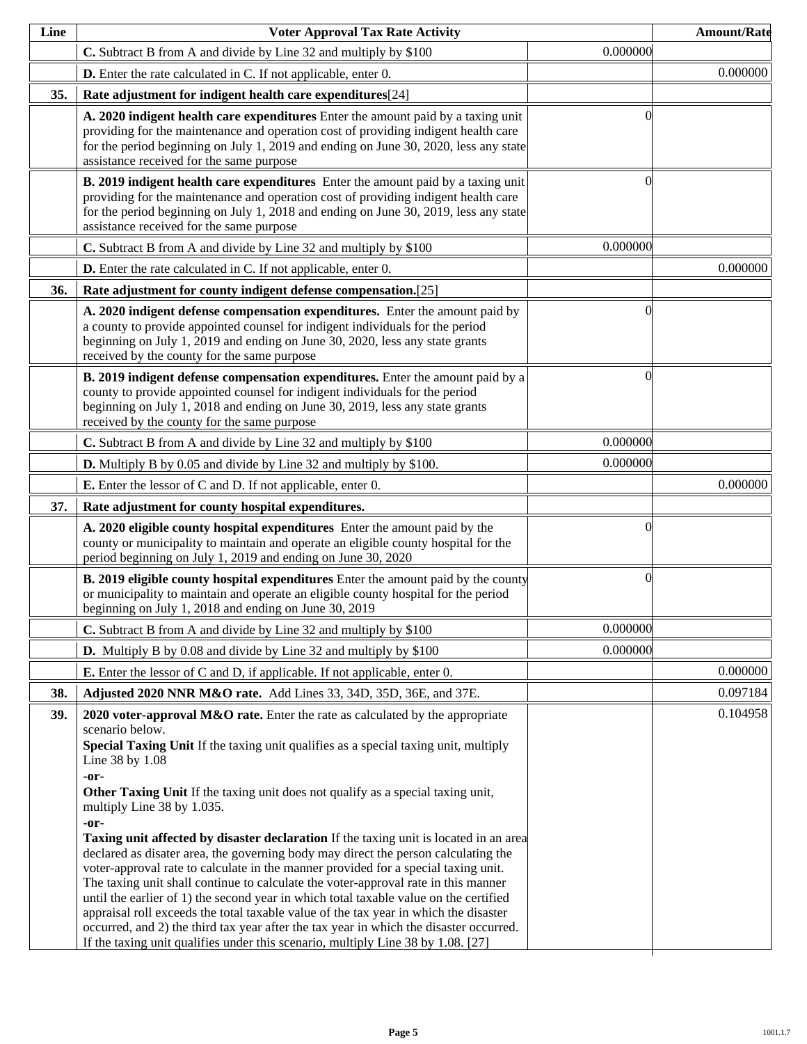| Line | Voter Approval Tax Rate Activity | | Amount/Rate |
|---|---|---|---|
| | **C.** Subtract B from A and divide by Line 32 and multiply by $100 | 0.000000 | |
| | **D.** Enter the rate calculated in C. If not applicable, enter 0. | | 0.000000 |
| **35.** | **Rate adjustment for indigent health care expenditures**[24] | | |
| | **A. 2020 indigent health care expenditures** Enter the amount paid by a taxing unit providing for the maintenance and operation cost of providing indigent health care for the period beginning on July 1, 2019 and ending on June 30, 2020, less any state assistance received for the same purpose | 0 | |
| | **B. 2019 indigent health care expenditures** Enter the amount paid by a taxing unit providing for the maintenance and operation cost of providing indigent health care for the period beginning on July 1, 2018 and ending on June 30, 2019, less any state assistance received for the same purpose | 0 | |
| | **C.** Subtract B from A and divide by Line 32 and multiply by $100 | 0.000000 | |
| | **D.** Enter the rate calculated in C. If not applicable, enter 0. | | 0.000000 |
| **36.** | **Rate adjustment for county indigent defense compensation.**[25] | | |
| | **A. 2020 indigent defense compensation expenditures.** Enter the amount paid by a county to provide appointed counsel for indigent individuals for the period beginning on July 1, 2019 and ending on June 30, 2020, less any state grants received by the county for the same purpose | 0 | |
| | **B. 2019 indigent defense compensation expenditures.** Enter the amount paid by a county to provide appointed counsel for indigent individuals for the period beginning on July 1, 2018 and ending on June 30, 2019, less any state grants received by the county for the same purpose | 0 | |
| | **C.** Subtract B from A and divide by Line 32 and multiply by $100 | 0.000000 | |
| | **D.** Multiply B by 0.05 and divide by Line 32 and multiply by $100. | 0.000000 | |
| | **E.** Enter the lessor of C and D. If not applicable, enter 0. | | 0.000000 |
| **37.** | **Rate adjustment for county hospital expenditures.** | | |
| | **A. 2020 eligible county hospital expenditures** Enter the amount paid by the county or municipality to maintain and operate an eligible county hospital for the period beginning on July 1, 2019 and ending on June 30, 2020 | 0 | |
| | **B. 2019 eligible county hospital expenditures** Enter the amount paid by the county or municipality to maintain and operate an eligible county hospital for the period beginning on July 1, 2018 and ending on June 30, 2019 | 0 | |
| | **C.** Subtract B from A and divide by Line 32 and multiply by $100 | 0.000000 | |
| | **D.** Multiply B by 0.08 and divide by Line 32 and multiply by $100 | 0.000000 | |
| | **E.** Enter the lessor of C and D, if applicable. If not applicable, enter 0. | | 0.000000 |
| **38.** | **Adjusted 2020 NNR M&O rate.** Add Lines 33, 34D, 35D, 36E, and 37E. | | 0.097184 |
| **39.** | **2020 voter-approval M&O rate.** Enter the rate as calculated by the appropriate scenario below.<br>**Special Taxing Unit** If the taxing unit qualifies as a special taxing unit, multiply Line 38 by 1.08<br>**-or-**<br>**Other Taxing Unit** If the taxing unit does not qualify as a special taxing unit, multiply Line 38 by 1.035.<br>**-or-**<br>**Taxing unit affected by disaster declaration** If the taxing unit is located in an area declared as disater area, the governing body may direct the person calculating the voter-approval rate to calculate in the manner provided for a special taxing unit. The taxing unit shall continue to calculate the voter-approval rate in this manner until the earlier of 1) the second year in which total taxable value on the certified appraisal roll exceeds the total taxable value of the tax year in which the disaster occurred, and 2) the third tax year after the tax year in which the disaster occurred. If the taxing unit qualifies under this scenario, multiply Line 38 by 1.08. [27] | | 0.104958 |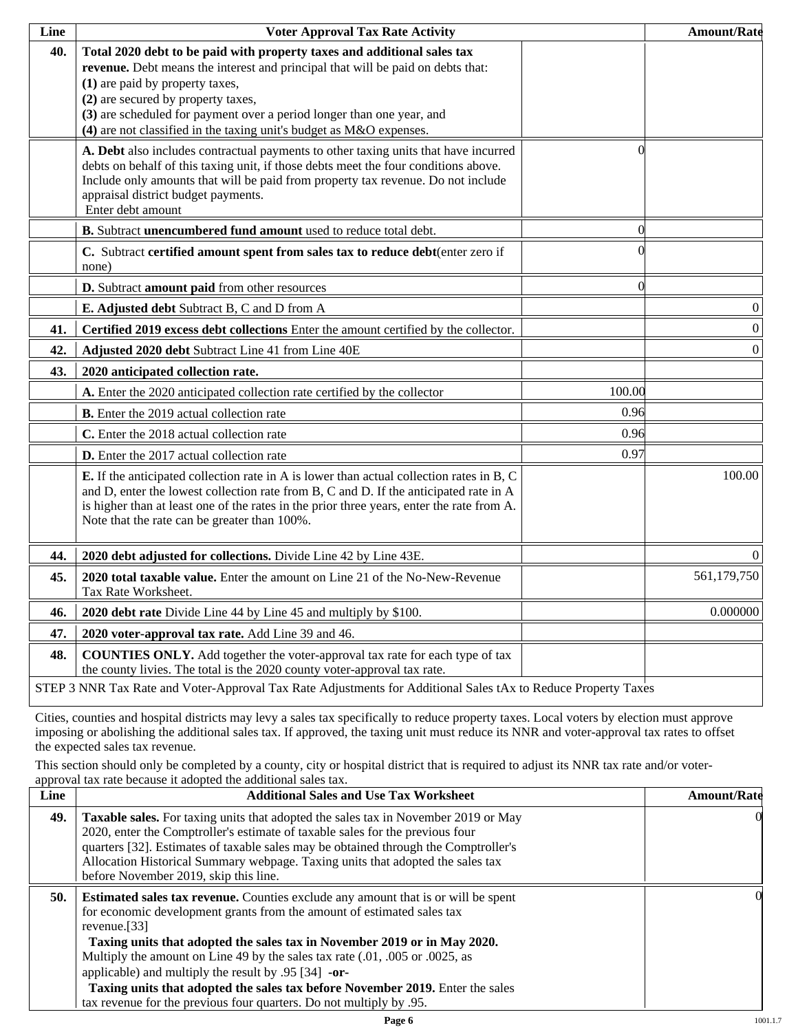| Line | Voter Approval Tax Rate Activity | | Amount/Rate |
|---|---|---|---|
| **40.** | **Total 2020 debt to be paid with property taxes and additional sales tax revenue.** Debt means the interest and principal that will be paid on debts that: **(1)** are paid by property taxes, **(2)** are secured by property taxes, **(3)** are scheduled for payment over a period longer than one year, and **(4)** are not classified in the taxing unit's budget as M&O expenses. | | |
| | **A. Debt** also includes contractual payments to other taxing units that have incurred debts on behalf of this taxing unit, if those debts meet the four conditions above. Include only amounts that will be paid from property tax revenue. Do not include appraisal district budget payments. Enter debt amount | 0 | |
| | **B.** Subtract **unencumbered fund amount** used to reduce total debt. | 0 | |
| | **C.** Subtract **certified amount spent from sales tax to reduce debt**(enter zero if none) | 0 | |
| | **D.** Subtract **amount paid** from other resources | 0 | |
| | **E. Adjusted debt** Subtract B, C and D from A | | 0 |
| **41.** | **Certified 2019 excess debt collections** Enter the amount certified by the collector. | | 0 |
| **42.** | **Adjusted 2020 debt** Subtract Line 41 from Line 40E | | 0 |
| **43.** | **2020 anticipated collection rate.** | | |
| | **A.** Enter the 2020 anticipated collection rate certified by the collector | 100.00 | |
| | **B.** Enter the 2019 actual collection rate | 0.96 | |
| | **C.** Enter the 2018 actual collection rate | 0.96 | |
| | **D.** Enter the 2017 actual collection rate | 0.97 | |
| | **E.** If the anticipated collection rate in A is lower than actual collection rates in B, C and D, enter the lowest collection rate from B, C and D. If the anticipated rate in A is higher than at least one of the rates in the prior three years, enter the rate from A. Note that the rate can be greater than 100%. | | 100.00 |
| **44.** | **2020 debt adjusted for collections.** Divide Line 42 by Line 43E. | | 0 |
| **45.** | **2020 total taxable value.** Enter the amount on Line 21 of the No-New-Revenue Tax Rate Worksheet. | | 561,179,750 |
| **46.** | **2020 debt rate** Divide Line 44 by Line 45 and multiply by $100. | | 0.000000 |
| **47.** | **2020 voter-approval tax rate.** Add Line 39 and 46. | | |
| **48.** | **COUNTIES ONLY.** Add together the voter-approval tax rate for each type of tax the county livies. The total is the 2020 county voter-approval tax rate. | | |

STEP 3 NNR Tax Rate and Voter-Approval Tax Rate Adjustments for Additional Sales tAx to Reduce Property Taxes

Cities, counties and hospital districts may levy a sales tax specifically to reduce property taxes. Local voters by election must approve imposing or abolishing the additional sales tax. If approved, the taxing unit must reduce its NNR and voter-approval tax rates to offset the expected sales tax revenue.

This section should only be completed by a county, city or hospital district that is required to adjust its NNR tax rate and/or voter-approval tax rate because it adopted the additional sales tax.

| Line | Additional Sales and Use Tax Worksheet | Amount/Rate |
|---|---|---|
| **49.** | **Taxable sales.** For taxing units that adopted the sales tax in November 2019 or May 2020, enter the Comptroller's estimate of taxable sales for the previous four quarters [32]. Estimates of taxable sales may be obtained through the Comptroller's Allocation Historical Summary webpage. Taxing units that adopted the sales tax before November 2019, skip this line. | 0 |
| **50.** | **Estimated sales tax revenue.** Counties exclude any amount that is or will be spent for economic development grants from the amount of estimated sales tax revenue.[33] **Taxing units that adopted the sales tax in November 2019 or in May 2020.** Multiply the amount on Line 49 by the sales tax rate (.01, .005 or .0025, as applicable) and multiply the result by .95 [34] **-or-** **Taxing units that adopted the sales tax before November 2019.** Enter the sales tax revenue for the previous four quarters. Do not multiply by .95. | 0 |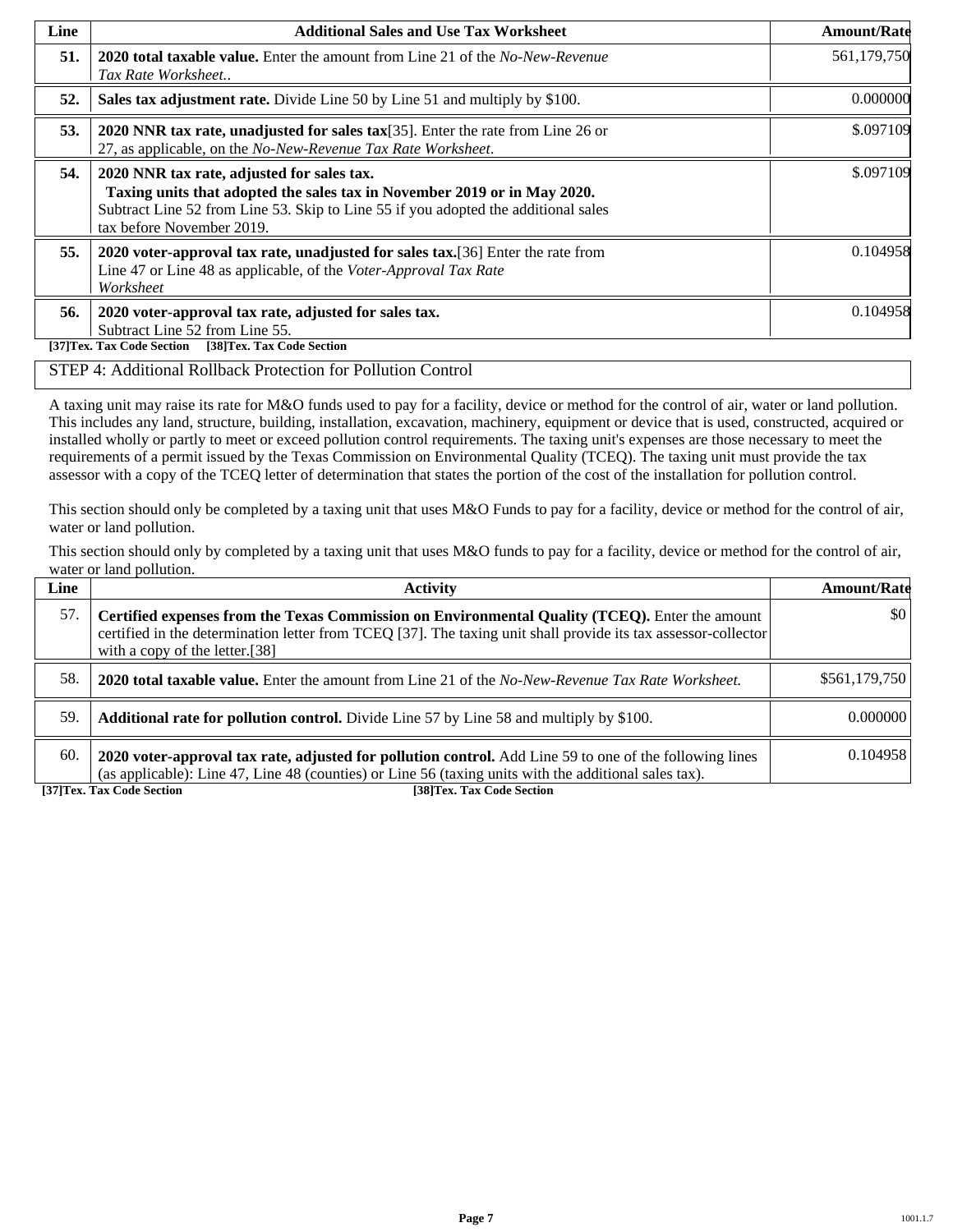| Line | Additional Sales and Use Tax Worksheet | Amount/Rate |
|---|---|---|
| **51.** | **2020 total taxable value.** Enter the amount from Line 21 of the *No-New-Revenue Tax Rate Worksheet.*. | 561,179,750 |
| **52.** | **Sales tax adjustment rate.** Divide Line 50 by Line 51 and multiply by $100. | 0.000000 |
| **53.** | **2020 NNR tax rate, unadjusted for sales tax**[35]. Enter the rate from Line 26 or 27, as applicable, on the *No-New-Revenue Tax Rate Worksheet*. | $.097109 |
| **54.** | **2020 NNR tax rate, adjusted for sales tax.** **Taxing units that adopted the sales tax in November 2019 or in May 2020.** Subtract Line 52 from Line 53. Skip to Line 55 if you adopted the additional sales tax before November 2019. | $.097109 |
| **55.** | **2020 voter-approval tax rate, unadjusted for sales tax.**[36] Enter the rate from Line 47 or Line 48 as applicable, of the *Voter-Approval Tax Rate Worksheet* | 0.104958 |
| **56.** | **2020 voter-approval tax rate, adjusted for sales tax.** Subtract Line 52 from Line 55. | 0.104958 |

**[37]Tex. Tax Code Section [38]Tex. Tax Code Section**

## STEP 4: Additional Rollback Protection for Pollution Control

A taxing unit may raise its rate for M&O funds used to pay for a facility, device or method for the control of air, water or land pollution. This includes any land, structure, building, installation, excavation, machinery, equipment or device that is used, constructed, acquired or installed wholly or partly to meet or exceed pollution control requirements. The taxing unit's expenses are those necessary to meet the requirements of a permit issued by the Texas Commission on Environmental Quality (TCEQ). The taxing unit must provide the tax assessor with a copy of the TCEQ letter of determination that states the portion of the cost of the installation for pollution control.

This section should only be completed by a taxing unit that uses M&O Funds to pay for a facility, device or method for the control of air, water or land pollution.

This section should only by completed by a taxing unit that uses M&O funds to pay for a facility, device or method for the control of air, water or land pollution.

| Line | Activity | Amount/Rate |
|---|---|---|
| 57. | **Certified expenses from the Texas Commission on Environmental Quality (TCEQ).** Enter the amount certified in the determination letter from TCEQ [37]. The taxing unit shall provide its tax assessor-collector with a copy of the letter.[38] | $0 |
| 58. | **2020 total taxable value.** Enter the amount from Line 21 of the *No-New-Revenue Tax Rate Worksheet.* | $561,179,750 |
| 59. | **Additional rate for pollution control.** Divide Line 57 by Line 58 and multiply by $100. | 0.000000 |
| 60. | **2020 voter-approval tax rate, adjusted for pollution control.** Add Line 59 to one of the following lines (as applicable): Line 47, Line 48 (counties) or Line 56 (taxing units with the additional sales tax). | 0.104958 |

**[37]Tex. Tax Code Section [38]Tex. Tax Code Section**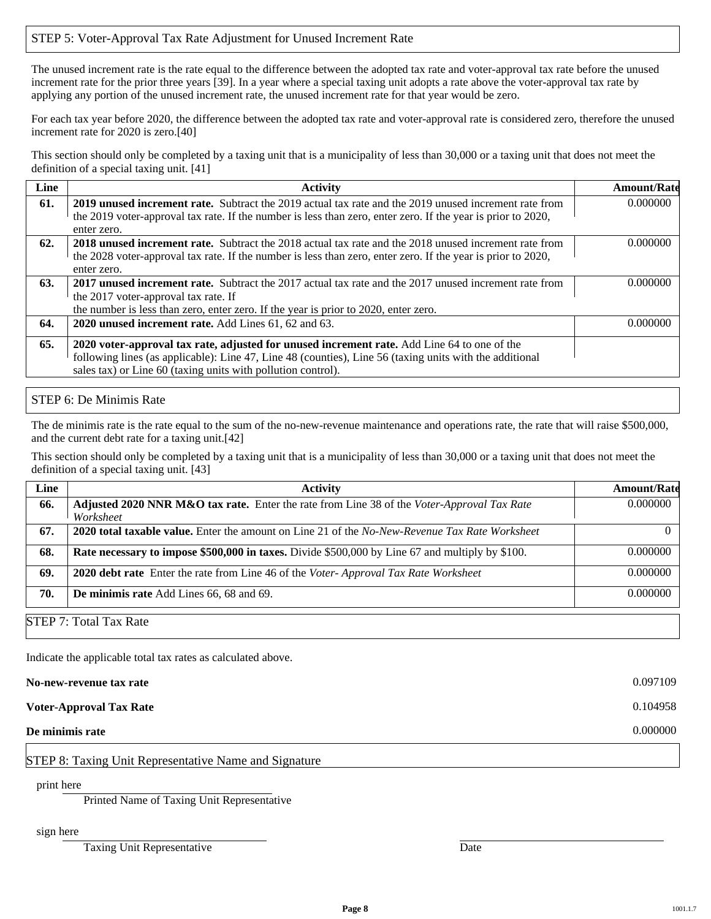## STEP 5: Voter-Approval Tax Rate Adjustment for Unused Increment Rate

The unused increment rate is the rate equal to the difference between the adopted tax rate and voter-approval tax rate before the unused increment rate for the prior three years [39]. In a year where a special taxing unit adopts a rate above the voter-approval tax rate by applying any portion of the unused increment rate, the unused increment rate for that year would be zero.

For each tax year before 2020, the difference between the adopted tax rate and voter-approval rate is considered zero, therefore the unused increment rate for 2020 is zero.[40]

This section should only be completed by a taxing unit that is a municipality of less than 30,000 or a taxing unit that does not meet the definition of a special taxing unit. [41]

| Line | Activity | Amount/Rate |
|---|---|---|
| 61. | **2019 unused increment rate.** Subtract the 2019 actual tax rate and the 2019 unused increment rate from the 2019 voter-approval tax rate. If the number is less than zero, enter zero. If the year is prior to 2020, enter zero. | 0.000000 |
| 62. | **2018 unused increment rate.** Subtract the 2018 actual tax rate and the 2018 unused increment rate from the 2028 voter-approval tax rate. If the number is less than zero, enter zero. If the year is prior to 2020, enter zero. | 0.000000 |
| 63. | **2017 unused increment rate.** Subtract the 2017 actual tax rate and the 2017 unused increment rate from the 2017 voter-approval tax rate. If the number is less than zero, enter zero. If the year is prior to 2020, enter zero. | 0.000000 |
| 64. | **2020 unused increment rate.** Add Lines 61, 62 and 63. | 0.000000 |
| 65. | **2020 voter-approval tax rate, adjusted for unused increment rate.** Add Line 64 to one of the following lines (as applicable): Line 47, Line 48 (counties), Line 56 (taxing units with the additional sales tax) or Line 60 (taxing units with pollution control). | |

## STEP 6: De Minimis Rate

The de minimis rate is the rate equal to the sum of the no-new-revenue maintenance and operations rate, the rate that will raise $500,000, and the current debt rate for a taxing unit.[42]

This section should only be completed by a taxing unit that is a municipality of less than 30,000 or a taxing unit that does not meet the definition of a special taxing unit. [43]

| Line | Activity | Amount/Rate |
|---|---|---|
| 66. | **Adjusted 2020 NNR M&O tax rate.** Enter the rate from Line 38 of the *Voter-Approval Tax Rate Worksheet* | 0.000000 |
| 67. | **2020 total taxable value.** Enter the amount on Line 21 of the *No-New-Revenue Tax Rate Worksheet* | 0 |
| 68. | **Rate necessary to impose $500,000 in taxes.** Divide $500,000 by Line 67 and multiply by $100. | 0.000000 |
| 69. | **2020 debt rate** Enter the rate from Line 46 of the *Voter- Approval Tax Rate Worksheet* | 0.000000 |
| 70. | **De minimis rate** Add Lines 66, 68 and 69. | 0.000000 |

## STEP 7: Total Tax Rate

Indicate the applicable total tax rates as calculated above.

| | |
|---|---|
| **No-new-revenue tax rate** | 0.097109 |
| **Voter-Approval Tax Rate** | 0.104958 |
| **De minimis rate** | 0.000000 |

## STEP 8: Taxing Unit Representative Name and Signature

print here ______________________________
Printed Name of Taxing Unit Representative

sign here ______________________________
Taxing Unit Representative

______________________________
Date

1001.1.7